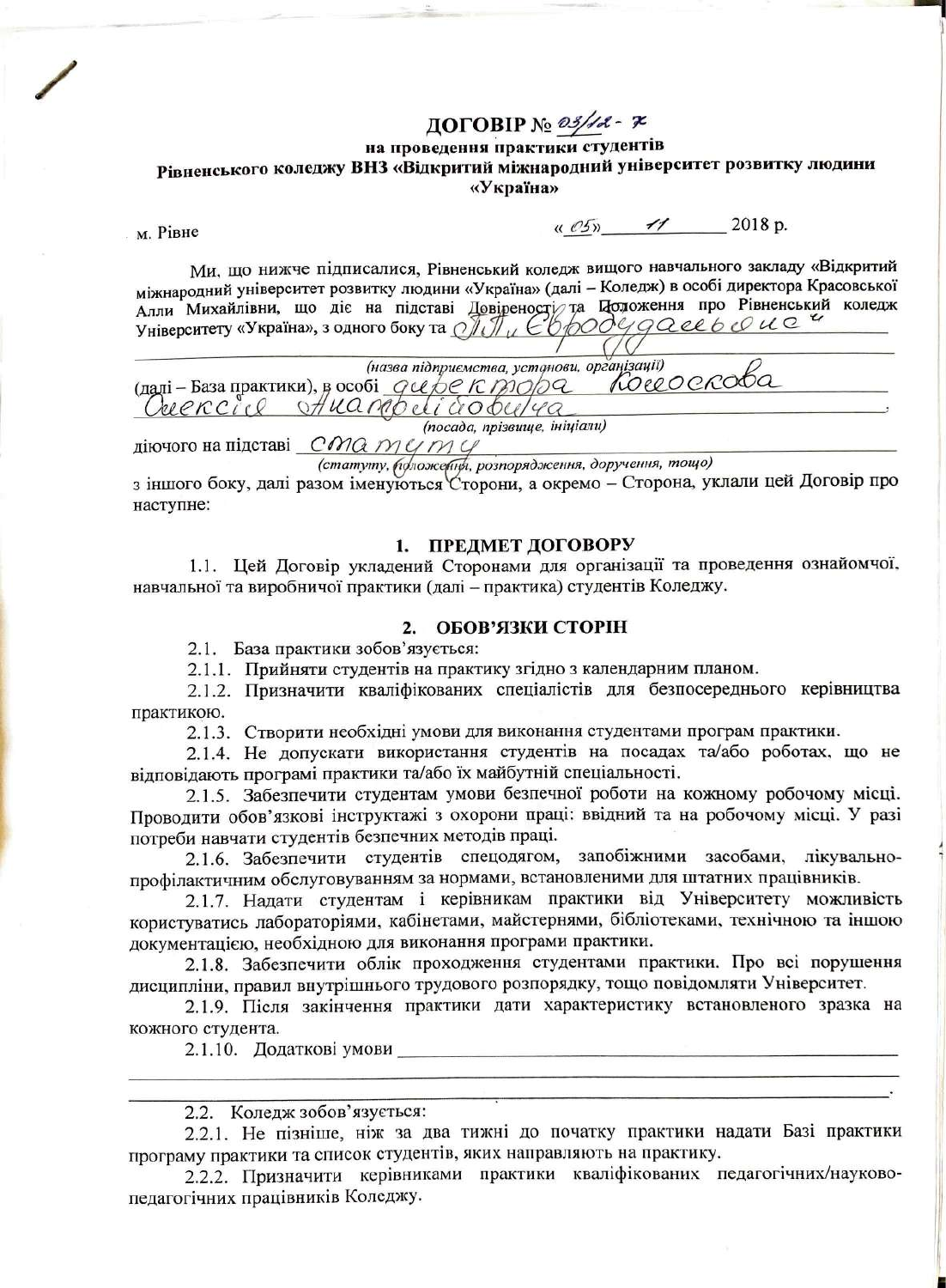# ДОГОВІР № 03/12 - 7

**на проведення практики студентів**
**Рівненського коледжу ВНЗ «Відкритий міжнародний університет розвитку людини «Україна»**

м. Рівне «05» 11 2018 р.

Ми, що нижче підписалися, Рівненський коледж вищого навчального закладу «Відкритий міжнародний університет розвитку людини «Україна» (далі – Коледж) в особі директора Красовської Алли Михайлівни, що діє на підставі Довіреності та Положення про Рівненський коледж Університету «Україна», з одного боку та ПП «Євродуальсервіс»

(назва підприємства, установи, організації)

(далі – База практики), в особі директора Колоскова Олексія Анатолійовича,

(посада, прізвище, ініціали)

діючого на підставі статуту

(статуту, положення, розпорядження, доручення, тощо)

з іншого боку, далі разом іменуються Сторони, а окремо – Сторона, уклали цей Договір про наступне:

## 1. ПРЕДМЕТ ДОГОВОРУ

1.1. Цей Договір укладений Сторонами для організації та проведення ознайомчої, навчальної та виробничої практики (далі – практика) студентів Коледжу.

## 2. ОБОВ'ЯЗКИ СТОРІН

2.1. База практики зобов'язується:

2.1.1. Прийняти студентів на практику згідно з календарним планом.

2.1.2. Призначити кваліфікованих спеціалістів для безпосереднього керівництва практикою.

2.1.3. Створити необхідні умови для виконання студентами програм практики.

2.1.4. Не допускати використання студентів на посадах та/або роботах, що не відповідають програмі практики та/або їх майбутній спеціальності.

2.1.5. Забезпечити студентам умови безпечної роботи на кожному робочому місці. Проводити обов'язкові інструктажі з охорони праці: ввідний та на робочому місці. У разі потреби навчати студентів безпечних методів праці.

2.1.6. Забезпечити студентів спецодягом, запобіжними засобами, лікувально-профілактичним обслуговуванням за нормами, встановленими для штатних працівників.

2.1.7. Надати студентам і керівникам практики від Університету можливість користуватись лабораторіями, кабінетами, майстернями, бібліотеками, технічною та іншою документацією, необхідною для виконання програми практики.

2.1.8. Забезпечити облік проходження студентами практики. Про всі порушення дисципліни, правил внутрішнього трудового розпорядку, тощо повідомляти Університет.

2.1.9. Після закінчення практики дати характеристику встановленого зразка на кожного студента.

2.1.10. Додаткові умови ____________________________________________

2.2. Коледж зобов'язується:

2.2.1. Не пізніше, ніж за два тижні до початку практики надати Базі практики програму практики та список студентів, яких направляють на практику.

2.2.2. Призначити керівниками практики кваліфікованих педагогічних/науково-педагогічних працівників Коледжу.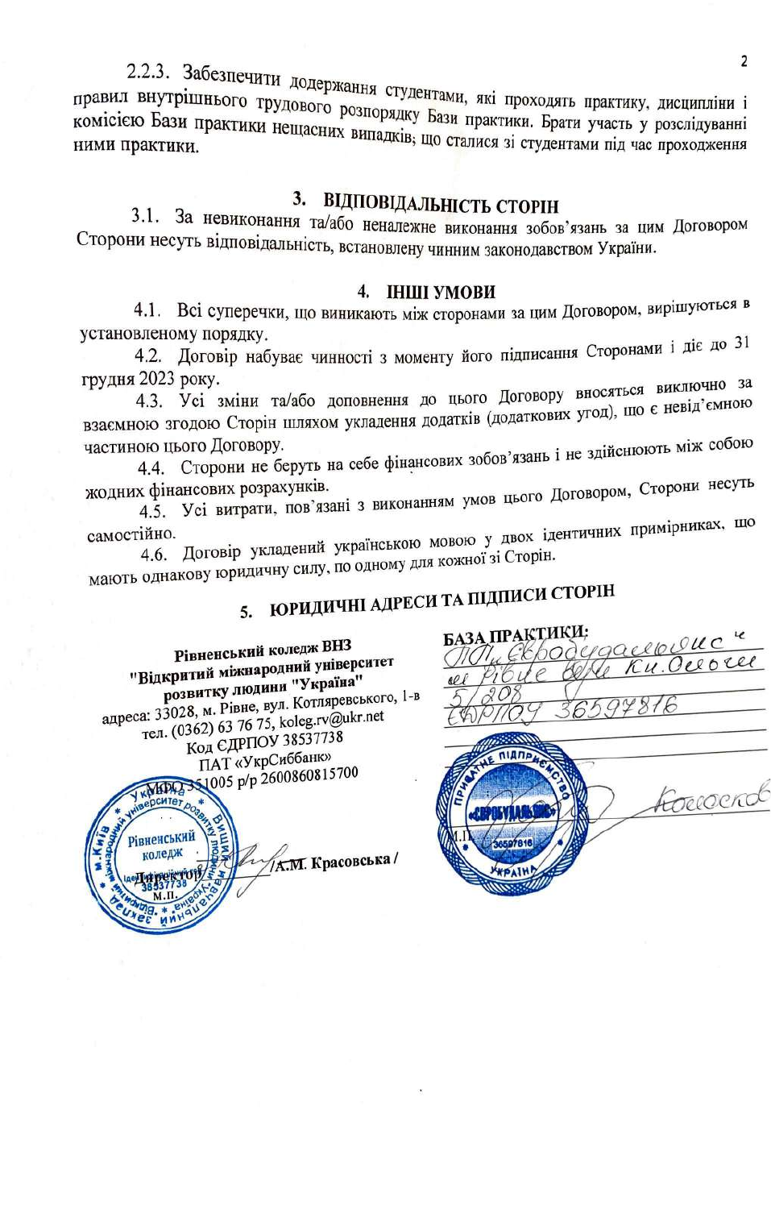2.2.3. Забезпечити додержання студентами, які проходять практику, дисципліни і правил внутрішнього трудового розпорядку Бази практики. Брати участь у розслідуванні комісією Бази практики нещасних випадків, що сталися зі студентами під час проходження ними практики.

## 3. ВІДПОВІДАЛЬНІСТЬ СТОРІН

3.1. За невиконання та/або неналежне виконання зобов'язань за цим Договором Сторони несуть відповідальність, встановлену чинним законодавством України.

## 4. ІНШІ УМОВИ

4.1. Всі суперечки, що виникають між сторонами за цим Договором, вирішуються в установленому порядку.

4.2. Договір набуває чинності з моменту його підписання Сторонами і діє до 31 грудня 2023 року.

4.3. Усі зміни та/або доповнення до цього Договору вносяться виключно за взаємною згодою Сторін шляхом укладення додатків (додаткових угод), що є невід'ємною частиною цього Договору.

4.4. Сторони не беруть на себе фінансових зобов'язань і не здійснюють між собою жодних фінансових розрахунків.

4.5. Усі витрати, пов'язані з виконанням умов цього Договором, Сторони несуть самостійно.

4.6. Договір укладений українською мовою у двох ідентичних примірниках, що мають однакову юридичну силу, по одному для кожної зі Сторін.

## 5. ЮРИДИЧНІ АДРЕСИ ТА ПІДПИСИ СТОРІН

**Рівненський коледж ВНЗ "Відкритий міжнародний університет розвитку людини "Україна"**
адреса: 33028, м. Рівне, вул. Котляревського, 1-в
тел. (0362) 63 76 75, koleg.rv@ukr.net
Код ЄДРПОУ 38537738
ПАТ «УкрСиббанк»
МФО 351005 р/р 2600860815700

Директор /А.М. Красовська /
М.П.

**БАЗА ПРАКТИКИ:**
ПП «Євробудальянс»
м. Рівне вул. Кн. Ольги
5/208
ЄДРПОУ 36597816

М.П.